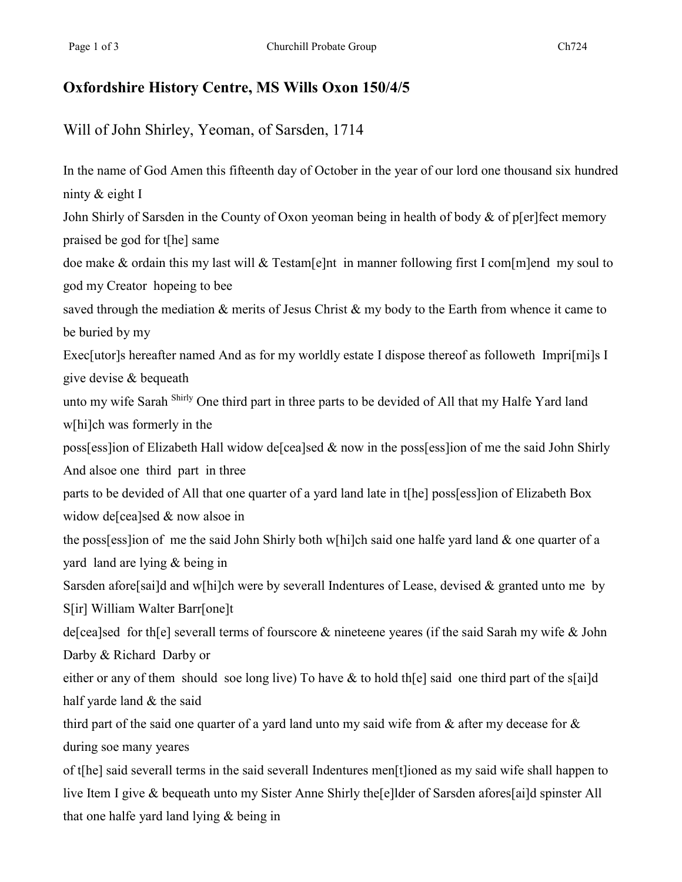## Oxfordshire History Centre, MS Wills Oxon 150/4/5

Will of John Shirley, Yeoman, of Sarsden, 1714

In the name of God Amen this fifteenth day of October in the year of our lord one thousand six hundred ninty & eight I
John Shirly of Sarsden in the County of Oxon yeoman being in health of body & of p[er]fect memory praised be god for t[he] same
doe make & ordain this my last will & Testam[e]nt in manner following first I com[m]end my soul to god my Creator hopeing to bee
saved through the mediation & merits of Jesus Christ & my body to the Earth from whence it came to be buried by my
Exec[utor]s hereafter named And as for my worldly estate I dispose thereof as followeth Impri[mi]s I give devise & bequeath
unto my wife Sarah Shirly One third part in three parts to be devided of All that my Halfe Yard land w[hi]ch was formerly in the
poss[ess]ion of Elizabeth Hall widow de[cea]sed & now in the poss[ess]ion of me the said John Shirly And alsoe one third part in three
parts to be devided of All that one quarter of a yard land late in t[he] poss[ess]ion of Elizabeth Box widow de[cea]sed & now alsoe in
the poss[ess]ion of me the said John Shirly both w[hi]ch said one halfe yard land & one quarter of a yard land are lying & being in
Sarsden afore[sai]d and w[hi]ch were by severall Indentures of Lease, devised & granted unto me by S[ir] William Walter Barr[one]t
de[cea]sed for th[e] severall terms of fourscore & nineteene yeares (if the said Sarah my wife & John Darby & Richard Darby or
either or any of them should soe long live) To have & to hold th[e] said one third part of the s[ai]d half yarde land & the said
third part of the said one quarter of a yard land unto my said wife from & after my decease for & during soe many yeares
of t[he] said severall terms in the said severall Indentures men[t]ioned as my said wife shall happen to live Item I give & bequeath unto my Sister Anne Shirly the[e]lder of Sarsden afores[ai]d spinster All that one halfe yard land lying & being in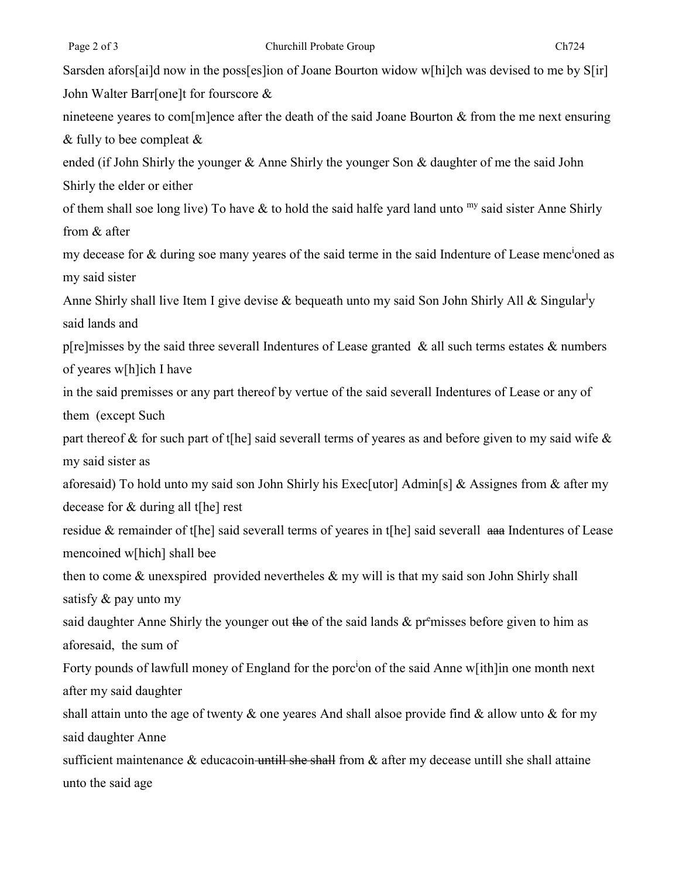Sarsden afors[ai]d now in the poss[es]ion of Joane Bourton widow w[hi]ch was devised to me by S[ir] John Walter Barr[one]t for fourscore &

nineteene yeares to com[m]ence after the death of the said Joane Bourton & from the me next ensuring & fully to bee compleat &

ended (if John Shirly the younger & Anne Shirly the younger Son & daughter of me the said John Shirly the elder or either

of them shall soe long live) To have & to hold the said halfe yard land unto my said sister Anne Shirly from & after

my decease for & during soe many yeares of the said terme in the said Indenture of Lease menc[i]oned as my said sister

Anne Shirly shall live Item I give devise & bequeath unto my said Son John Shirly All & Singular[l]y said lands and

p[re]misses by the said three severall Indentures of Lease granted & all such terms estates & numbers of yeares w[h]ich I have

in the said premisses or any part thereof by vertue of the said severall Indentures of Lease or any of them (except Such

part thereof & for such part of t[he] said severall terms of yeares as and before given to my said wife & my said sister as

aforesaid) To hold unto my said son John Shirly his Exec[utor] Admin[s] & Assignes from & after my decease for & during all t[he] rest

residue & remainder of t[he] said severall terms of yeares in t[he] said severall ~~aaa~~ Indentures of Lease mencoined w[hich] shall bee

then to come & unexspired provided nevertheles & my will is that my said son John Shirly shall satisfy & pay unto my

said daughter Anne Shirly the younger out ~~the~~ of the said lands & pr[e]misses before given to him as aforesaid, the sum of

Forty pounds of lawfull money of England for the porc[i]on of the said Anne w[ith]in one month next after my said daughter

shall attain unto the age of twenty & one yeares And shall alsoe provide find & allow unto & for my said daughter Anne

sufficient maintenance & educacoin ~~untill she shall~~ from & after my decease untill she shall attaine unto the said age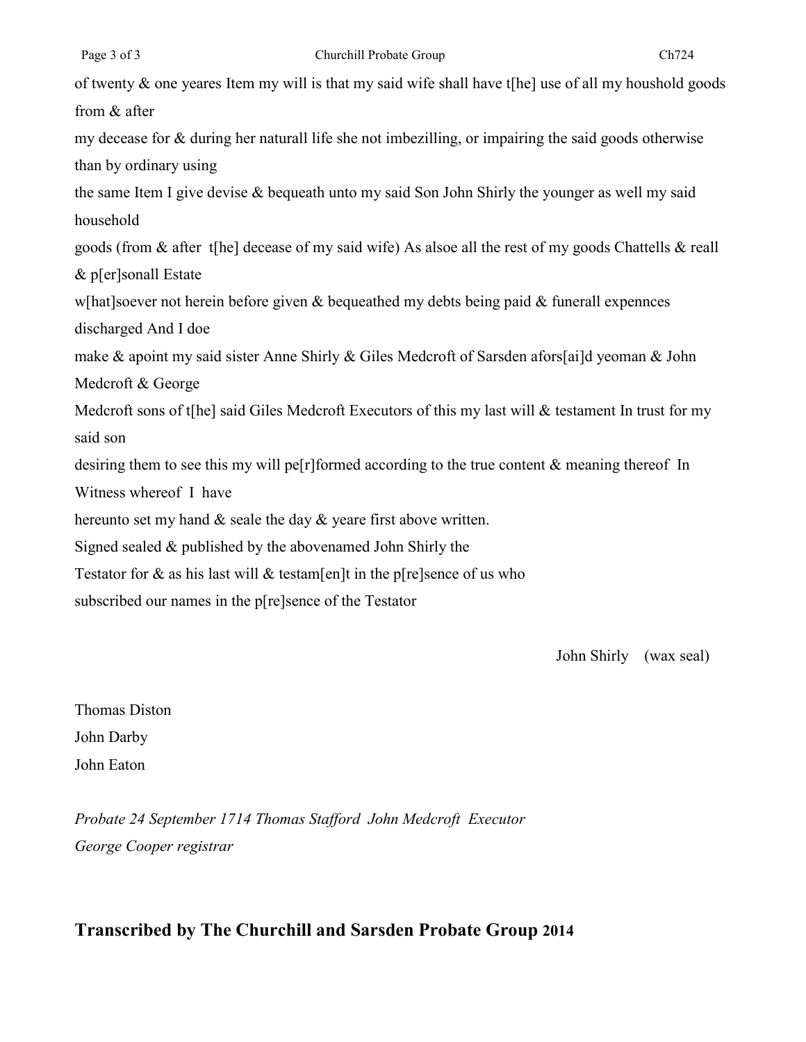of twenty & one yeares Item my will is that my said wife shall have t[he] use of all my houshold goods from & after

my decease for & during her naturall life she not imbezilling, or impairing the said goods otherwise than by ordinary using

the same Item I give devise & bequeath unto my said Son John Shirly the younger as well my said household

goods (from & after t[he] decease of my said wife) As alsoe all the rest of my goods Chattells & reall & p[er]sonall Estate

w[hat]soever not herein before given & bequeathed my debts being paid & funerall expennces discharged And I doe

make & apoint my said sister Anne Shirly & Giles Medcroft of Sarsden afors[ai]d yeoman & John Medcroft & George

Medcroft sons of t[he] said Giles Medcroft Executors of this my last will & testament In trust for my said son

desiring them to see this my will pe[r]formed according to the true content & meaning thereof In Witness whereof I have

hereunto set my hand & seale the day & yeare first above written.

Signed sealed & published by the abovenamed John Shirly the

Testator for & as his last will & testam[en]t in the p[re]sence of us who

subscribed our names in the p[re]sence of the Testator

John Shirly (wax seal)

Thomas Diston

John Darby

John Eaton

*Probate 24 September 1714 Thomas Stafford John Medcroft Executor*

*George Cooper registrar*

**Transcribed by The Churchill and Sarsden Probate Group 2014**